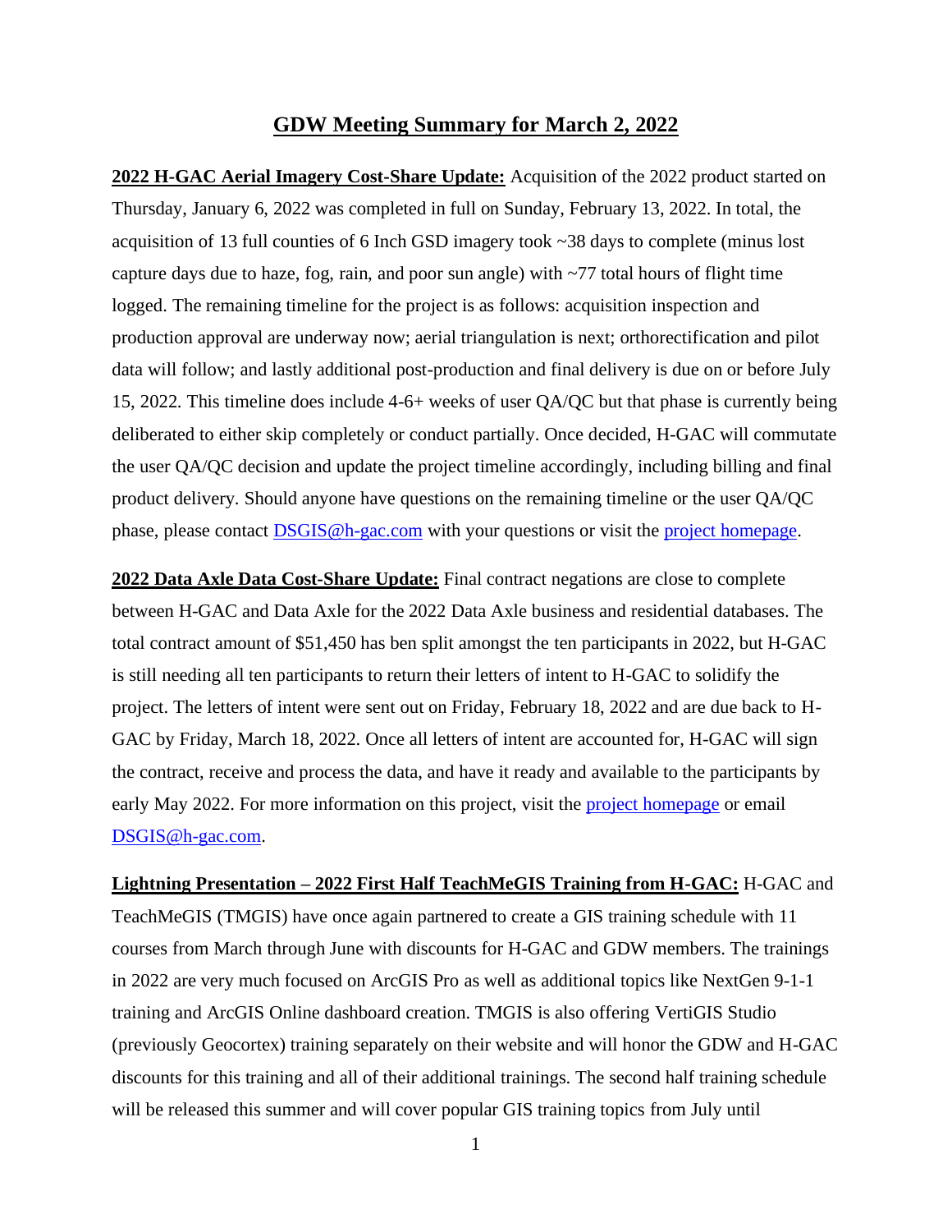# GDW Meeting Summary for March 2, 2022

**2022 H-GAC Aerial Imagery Cost-Share Update:** Acquisition of the 2022 product started on Thursday, January 6, 2022 was completed in full on Sunday, February 13, 2022. In total, the acquisition of 13 full counties of 6 Inch GSD imagery took ~38 days to complete (minus lost capture days due to haze, fog, rain, and poor sun angle) with ~77 total hours of flight time logged. The remaining timeline for the project is as follows: acquisition inspection and production approval are underway now; aerial triangulation is next; orthorectification and pilot data will follow; and lastly additional post-production and final delivery is due on or before July 15, 2022. This timeline does include 4-6+ weeks of user QA/QC but that phase is currently being deliberated to either skip completely or conduct partially. Once decided, H-GAC will commutate the user QA/QC decision and update the project timeline accordingly, including billing and final product delivery. Should anyone have questions on the remaining timeline or the user QA/QC phase, please contact DSGIS@h-gac.com with your questions or visit the project homepage.

**2022 Data Axle Data Cost-Share Update:** Final contract negations are close to complete between H-GAC and Data Axle for the 2022 Data Axle business and residential databases. The total contract amount of $51,450 has ben split amongst the ten participants in 2022, but H-GAC is still needing all ten participants to return their letters of intent to H-GAC to solidify the project. The letters of intent were sent out on Friday, February 18, 2022 and are due back to H-GAC by Friday, March 18, 2022. Once all letters of intent are accounted for, H-GAC will sign the contract, receive and process the data, and have it ready and available to the participants by early May 2022. For more information on this project, visit the project homepage or email DSGIS@h-gac.com.

**Lightning Presentation – 2022 First Half TeachMeGIS Training from H-GAC:** H-GAC and TeachMeGIS (TMGIS) have once again partnered to create a GIS training schedule with 11 courses from March through June with discounts for H-GAC and GDW members. The trainings in 2022 are very much focused on ArcGIS Pro as well as additional topics like NextGen 9-1-1 training and ArcGIS Online dashboard creation. TMGIS is also offering VertiGIS Studio (previously Geocortex) training separately on their website and will honor the GDW and H-GAC discounts for this training and all of their additional trainings. The second half training schedule will be released this summer and will cover popular GIS training topics from July until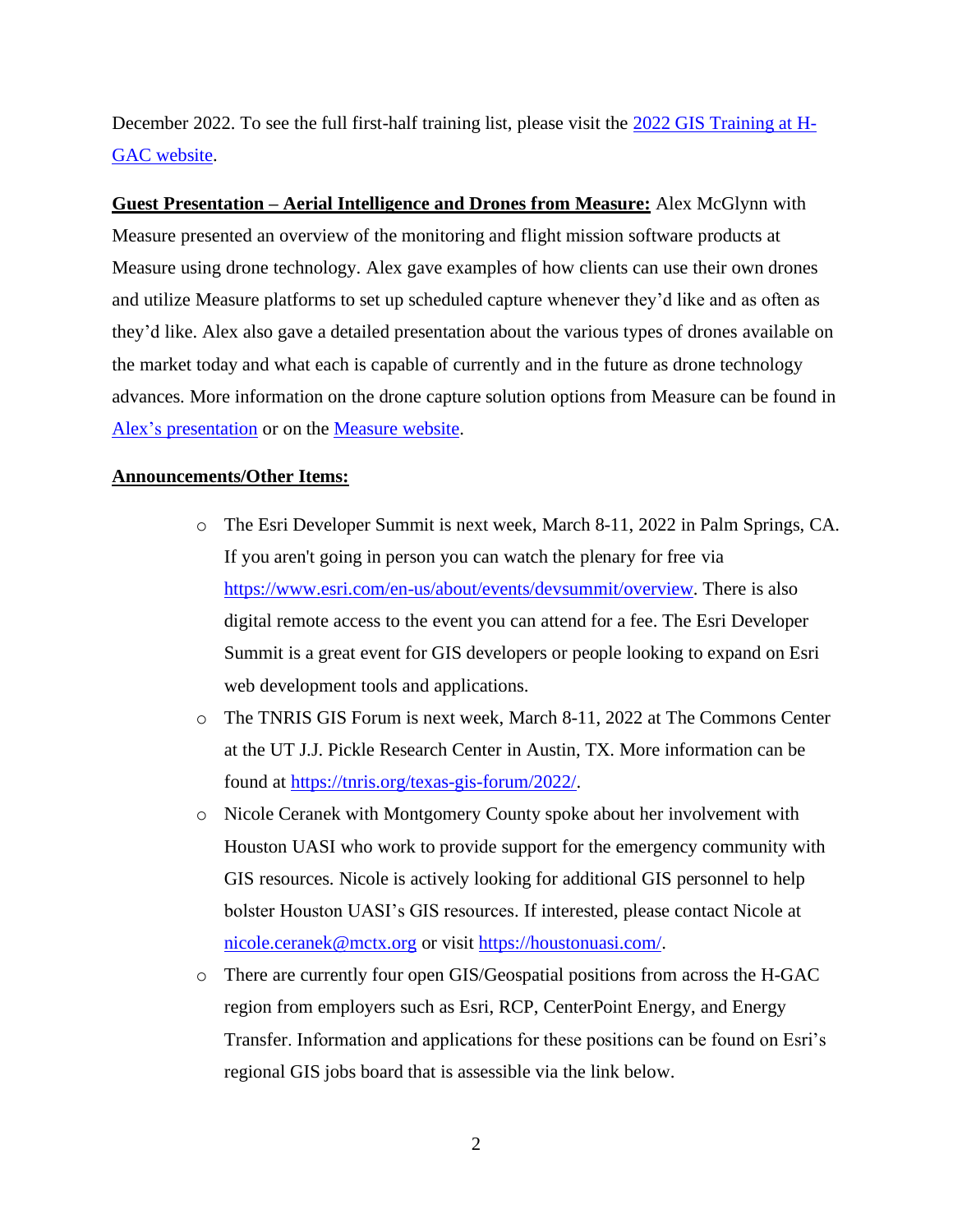December 2022. To see the full first-half training list, please visit the [2022 GIS Training at H-GAC website](#).

**Guest Presentation – Aerial Intelligence and Drones from Measure:** Alex McGlynn with Measure presented an overview of the monitoring and flight mission software products at Measure using drone technology. Alex gave examples of how clients can use their own drones and utilize Measure platforms to set up scheduled capture whenever they'd like and as often as they'd like. Alex also gave a detailed presentation about the various types of drones available on the market today and what each is capable of currently and in the future as drone technology advances. More information on the drone capture solution options from Measure can be found in [Alex's presentation](#) or on the [Measure website](#).

**Announcements/Other Items:**

- The Esri Developer Summit is next week, March 8-11, 2022 in Palm Springs, CA. If you aren't going in person you can watch the plenary for free via https://www.esri.com/en-us/about/events/devsummit/overview. There is also digital remote access to the event you can attend for a fee. The Esri Developer Summit is a great event for GIS developers or people looking to expand on Esri web development tools and applications.
- The TNRIS GIS Forum is next week, March 8-11, 2022 at The Commons Center at the UT J.J. Pickle Research Center in Austin, TX. More information can be found at https://tnris.org/texas-gis-forum/2022/.
- Nicole Ceranek with Montgomery County spoke about her involvement with Houston UASI who work to provide support for the emergency community with GIS resources. Nicole is actively looking for additional GIS personnel to help bolster Houston UASI's GIS resources. If interested, please contact Nicole at nicole.ceranek@mctx.org or visit https://houstonuasi.com/.
- There are currently four open GIS/Geospatial positions from across the H-GAC region from employers such as Esri, RCP, CenterPoint Energy, and Energy Transfer. Information and applications for these positions can be found on Esri's regional GIS jobs board that is assessible via the link below.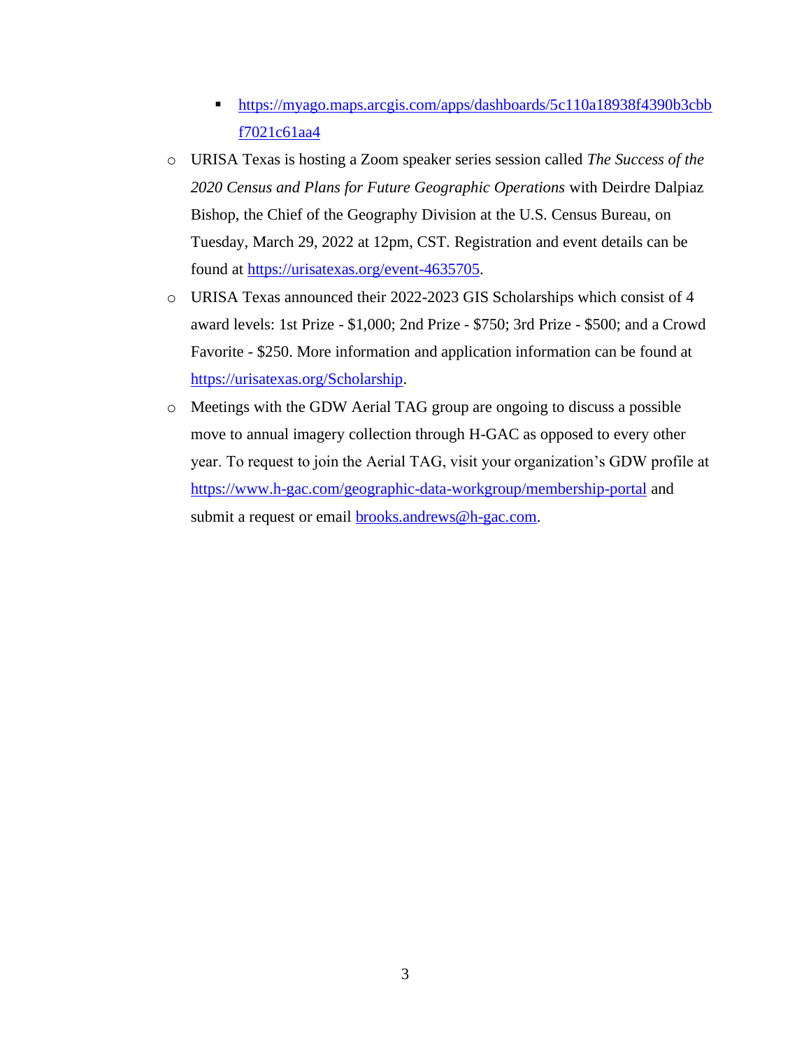- https://myago.maps.arcgis.com/apps/dashboards/5c110a18938f4390b3cbbf7021c61aa4

- URISA Texas is hosting a Zoom speaker series session called *The Success of the 2020 Census and Plans for Future Geographic Operations* with Deirdre Dalpiaz Bishop, the Chief of the Geography Division at the U.S. Census Bureau, on Tuesday, March 29, 2022 at 12pm, CST. Registration and event details can be found at https://urisatexas.org/event-4635705.
- URISA Texas announced their 2022-2023 GIS Scholarships which consist of 4 award levels: 1st Prize - $1,000; 2nd Prize - $750; 3rd Prize - $500; and a Crowd Favorite - $250. More information and application information can be found at https://urisatexas.org/Scholarship.
- Meetings with the GDW Aerial TAG group are ongoing to discuss a possible move to annual imagery collection through H-GAC as opposed to every other year. To request to join the Aerial TAG, visit your organization's GDW profile at https://www.h-gac.com/geographic-data-workgroup/membership-portal and submit a request or email brooks.andrews@h-gac.com.